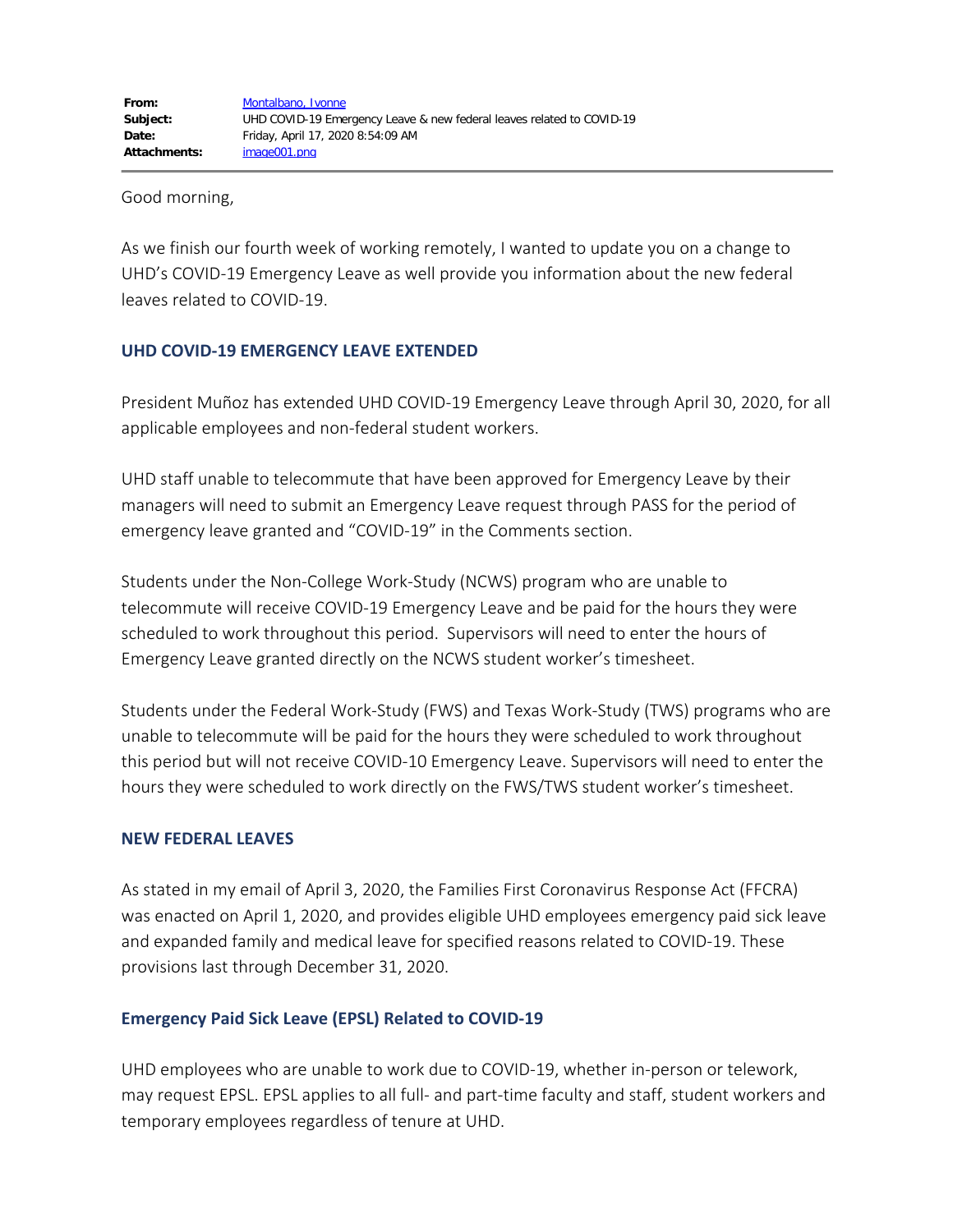| | |
|---|---|
| **From:** | Montalbano, Ivonne |
| **Subject:** | UHD COVID-19 Emergency Leave & new federal leaves related to COVID-19 |
| **Date:** | Friday, April 17, 2020 8:54:09 AM |
| **Attachments:** | image001.png |

Good morning,

As we finish our fourth week of working remotely, I wanted to update you on a change to UHD's COVID-19 Emergency Leave as well provide you information about the new federal leaves related to COVID-19.

## UHD COVID-19 EMERGENCY LEAVE EXTENDED

President Muñoz has extended UHD COVID-19 Emergency Leave through April 30, 2020, for all applicable employees and non-federal student workers.

UHD staff unable to telecommute that have been approved for Emergency Leave by their managers will need to submit an Emergency Leave request through PASS for the period of emergency leave granted and "COVID-19" in the Comments section.

Students under the Non-College Work-Study (NCWS) program who are unable to telecommute will receive COVID-19 Emergency Leave and be paid for the hours they were scheduled to work throughout this period. Supervisors will need to enter the hours of Emergency Leave granted directly on the NCWS student worker's timesheet.

Students under the Federal Work-Study (FWS) and Texas Work-Study (TWS) programs who are unable to telecommute will be paid for the hours they were scheduled to work throughout this period but will not receive COVID-10 Emergency Leave. Supervisors will need to enter the hours they were scheduled to work directly on the FWS/TWS student worker's timesheet.

## NEW FEDERAL LEAVES

As stated in my email of April 3, 2020, the Families First Coronavirus Response Act (FFCRA) was enacted on April 1, 2020, and provides eligible UHD employees emergency paid sick leave and expanded family and medical leave for specified reasons related to COVID-19. These provisions last through December 31, 2020.

### Emergency Paid Sick Leave (EPSL) Related to COVID-19

UHD employees who are unable to work due to COVID-19, whether in-person or telework, may request EPSL. EPSL applies to all full- and part-time faculty and staff, student workers and temporary employees regardless of tenure at UHD.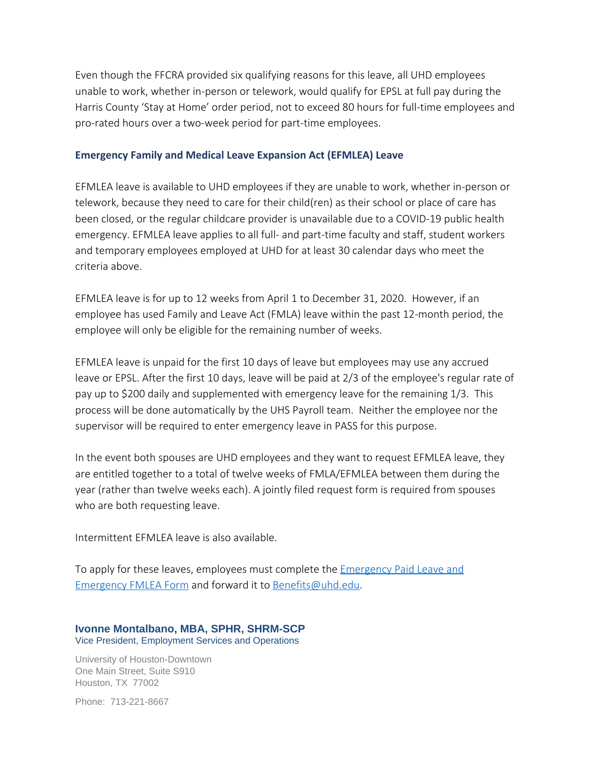Even though the FFCRA provided six qualifying reasons for this leave, all UHD employees unable to work, whether in-person or telework, would qualify for EPSL at full pay during the Harris County 'Stay at Home' order period, not to exceed 80 hours for full-time employees and pro-rated hours over a two-week period for part-time employees.

### Emergency Family and Medical Leave Expansion Act (EFMLEA) Leave

EFMLEA leave is available to UHD employees if they are unable to work, whether in-person or telework, because they need to care for their child(ren) as their school or place of care has been closed, or the regular childcare provider is unavailable due to a COVID-19 public health emergency. EFMLEA leave applies to all full- and part-time faculty and staff, student workers and temporary employees employed at UHD for at least 30 calendar days who meet the criteria above.

EFMLEA leave is for up to 12 weeks from April 1 to December 31, 2020. However, if an employee has used Family and Leave Act (FMLA) leave within the past 12-month period, the employee will only be eligible for the remaining number of weeks.

EFMLEA leave is unpaid for the first 10 days of leave but employees may use any accrued leave or EPSL. After the first 10 days, leave will be paid at 2/3 of the employee's regular rate of pay up to $200 daily and supplemented with emergency leave for the remaining 1/3. This process will be done automatically by the UHS Payroll team. Neither the employee nor the supervisor will be required to enter emergency leave in PASS for this purpose.

In the event both spouses are UHD employees and they want to request EFMLEA leave, they are entitled together to a total of twelve weeks of FMLA/EFMLEA between them during the year (rather than twelve weeks each). A jointly filed request form is required from spouses who are both requesting leave.

Intermittent EFMLEA leave is also available.

To apply for these leaves, employees must complete the [Emergency Paid Leave and Emergency FMLEA Form]() and forward it to [Benefits@uhd.edu](mailto:Benefits@uhd.edu).

**Ivonne Montalbano, MBA, SPHR, SHRM-SCP**
Vice President, Employment Services and Operations

University of Houston-Downtown
One Main Street, Suite S910
Houston, TX 77002

Phone: 713-221-8667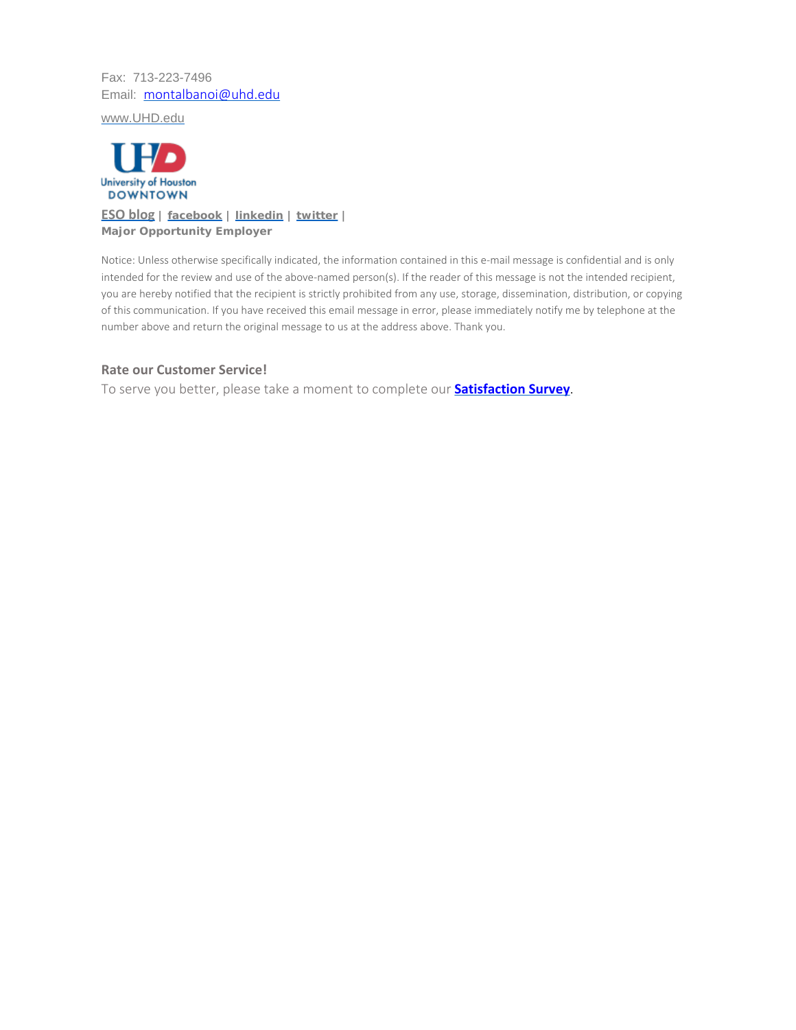Fax: 713-223-7496
Email: montalbanoi@uhd.edu

www.UHD.edu

University of Houston DOWNTOWN

ESO blog | facebook | linkedin | twitter |
**Major Opportunity Employer**

Notice: Unless otherwise specifically indicated, the information contained in this e-mail message is confidential and is only intended for the review and use of the above-named person(s). If the reader of this message is not the intended recipient, you are hereby notified that the recipient is strictly prohibited from any use, storage, dissemination, distribution, or copying of this communication. If you have received this email message in error, please immediately notify me by telephone at the number above and return the original message to us at the address above. Thank you.

**Rate our Customer Service!**
To serve you better, please take a moment to complete our **Satisfaction Survey**.